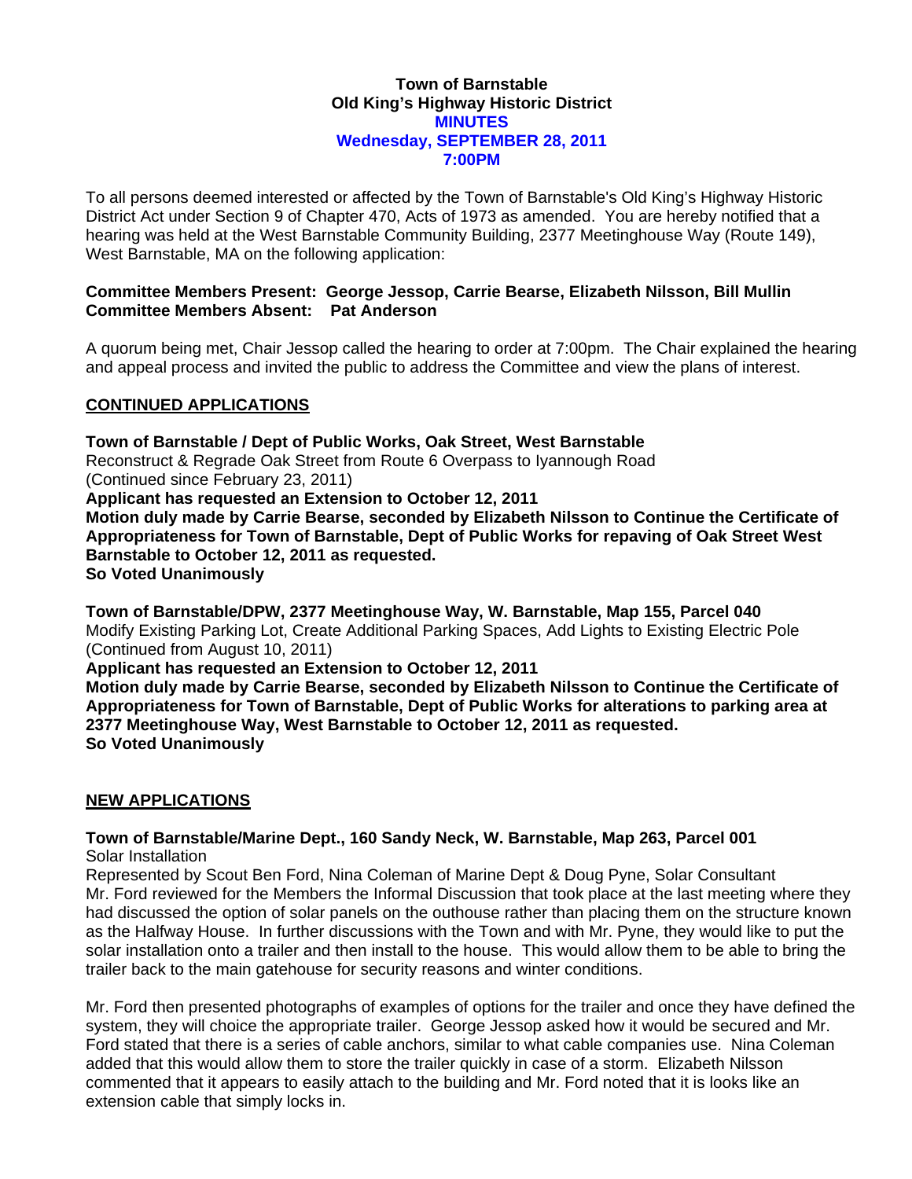**Town of Barnstable**
**Old King's Highway Historic District**
**MINUTES**
**Wednesday, SEPTEMBER 28, 2011**
**7:00PM**

To all persons deemed interested or affected by the Town of Barnstable's Old King's Highway Historic District Act under Section 9 of Chapter 470, Acts of 1973 as amended. You are hereby notified that a hearing was held at the West Barnstable Community Building, 2377 Meetinghouse Way (Route 149), West Barnstable, MA on the following application:

**Committee Members Present: George Jessop, Carrie Bearse, Elizabeth Nilsson, Bill Mullin**
**Committee Members Absent: Pat Anderson**

A quorum being met, Chair Jessop called the hearing to order at 7:00pm. The Chair explained the hearing and appeal process and invited the public to address the Committee and view the plans of interest.

## CONTINUED APPLICATIONS

**Town of Barnstable / Dept of Public Works, Oak Street, West Barnstable**
Reconstruct & Regrade Oak Street from Route 6 Overpass to Iyannough Road
(Continued since February 23, 2011)
**Applicant has requested an Extension to October 12, 2011**
**Motion duly made by Carrie Bearse, seconded by Elizabeth Nilsson to Continue the Certificate of Appropriateness for Town of Barnstable, Dept of Public Works for repaving of Oak Street West Barnstable to October 12, 2011 as requested.**
**So Voted Unanimously**

**Town of Barnstable/DPW, 2377 Meetinghouse Way, W. Barnstable, Map 155, Parcel 040**
Modify Existing Parking Lot, Create Additional Parking Spaces, Add Lights to Existing Electric Pole
(Continued from August 10, 2011)
**Applicant has requested an Extension to October 12, 2011**
**Motion duly made by Carrie Bearse, seconded by Elizabeth Nilsson to Continue the Certificate of Appropriateness for Town of Barnstable, Dept of Public Works for alterations to parking area at 2377 Meetinghouse Way, West Barnstable to October 12, 2011 as requested.**
**So Voted Unanimously**

## NEW APPLICATIONS

**Town of Barnstable/Marine Dept., 160 Sandy Neck, W. Barnstable, Map 263, Parcel 001**
Solar Installation
Represented by Scout Ben Ford, Nina Coleman of Marine Dept & Doug Pyne, Solar Consultant
Mr. Ford reviewed for the Members the Informal Discussion that took place at the last meeting where they had discussed the option of solar panels on the outhouse rather than placing them on the structure known as the Halfway House. In further discussions with the Town and with Mr. Pyne, they would like to put the solar installation onto a trailer and then install to the house. This would allow them to be able to bring the trailer back to the main gatehouse for security reasons and winter conditions.

Mr. Ford then presented photographs of examples of options for the trailer and once they have defined the system, they will choice the appropriate trailer. George Jessop asked how it would be secured and Mr. Ford stated that there is a series of cable anchors, similar to what cable companies use. Nina Coleman added that this would allow them to store the trailer quickly in case of a storm. Elizabeth Nilsson commented that it appears to easily attach to the building and Mr. Ford noted that it is looks like an extension cable that simply locks in.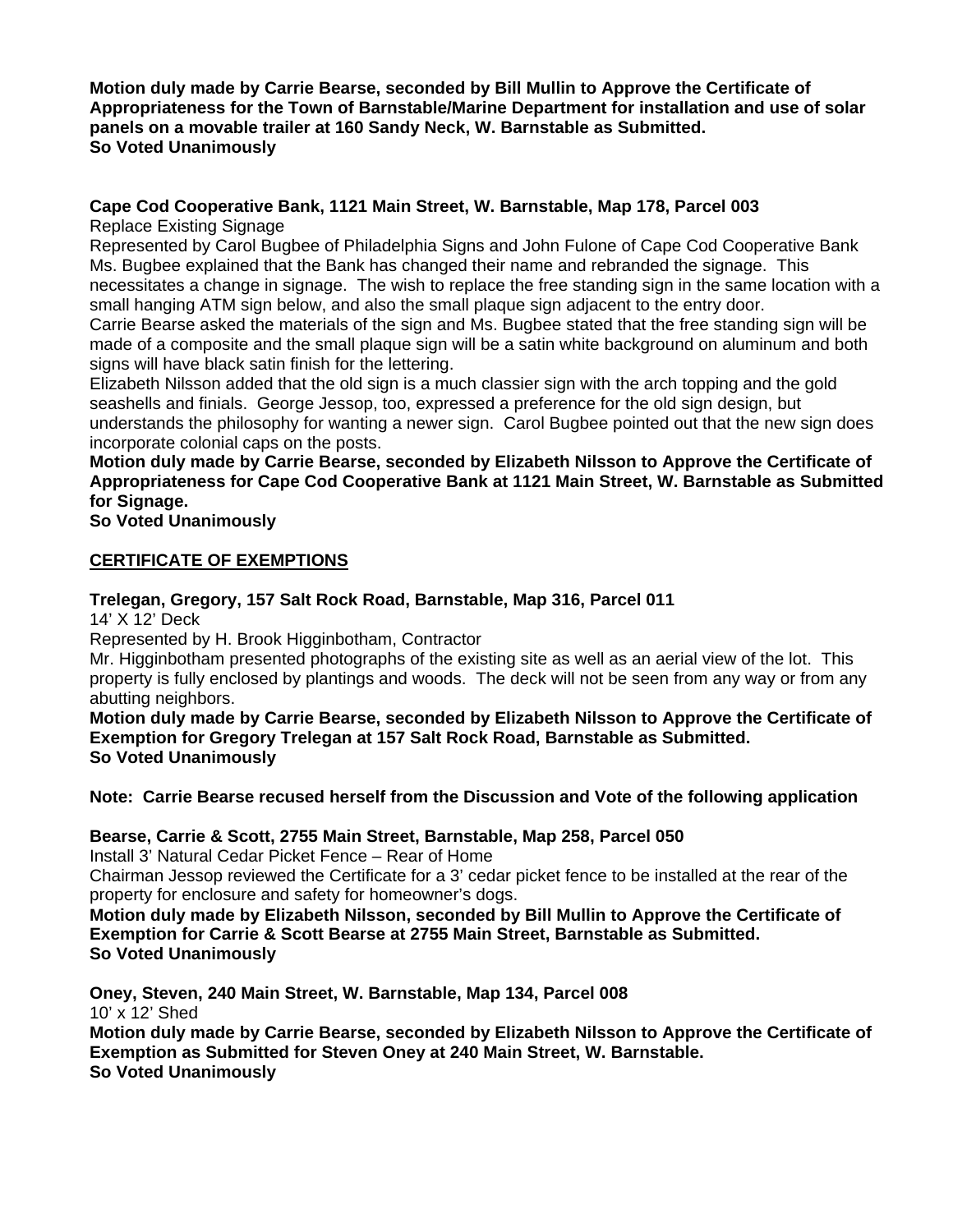**Motion duly made by Carrie Bearse, seconded by Bill Mullin to Approve the Certificate of Appropriateness for the Town of Barnstable/Marine Department for installation and use of solar panels on a movable trailer at 160 Sandy Neck, W. Barnstable as Submitted.**
**So Voted Unanimously**

**Cape Cod Cooperative Bank, 1121 Main Street, W. Barnstable, Map 178, Parcel 003**
Replace Existing Signage
Represented by Carol Bugbee of Philadelphia Signs and John Fulone of Cape Cod Cooperative Bank
Ms. Bugbee explained that the Bank has changed their name and rebranded the signage. This necessitates a change in signage. The wish to replace the free standing sign in the same location with a small hanging ATM sign below, and also the small plaque sign adjacent to the entry door.
Carrie Bearse asked the materials of the sign and Ms. Bugbee stated that the free standing sign will be made of a composite and the small plaque sign will be a satin white background on aluminum and both signs will have black satin finish for the lettering.
Elizabeth Nilsson added that the old sign is a much classier sign with the arch topping and the gold seashells and finials. George Jessop, too, expressed a preference for the old sign design, but understands the philosophy for wanting a newer sign. Carol Bugbee pointed out that the new sign does incorporate colonial caps on the posts.
**Motion duly made by Carrie Bearse, seconded by Elizabeth Nilsson to Approve the Certificate of Appropriateness for Cape Cod Cooperative Bank at 1121 Main Street, W. Barnstable as Submitted for Signage.**
**So Voted Unanimously**

## CERTIFICATE OF EXEMPTIONS

**Trelegan, Gregory, 157 Salt Rock Road, Barnstable, Map 316, Parcel 011**
14' X 12' Deck
Represented by H. Brook Higginbotham, Contractor
Mr. Higginbotham presented photographs of the existing site as well as an aerial view of the lot. This property is fully enclosed by plantings and woods. The deck will not be seen from any way or from any abutting neighbors.
**Motion duly made by Carrie Bearse, seconded by Elizabeth Nilsson to Approve the Certificate of Exemption for Gregory Trelegan at 157 Salt Rock Road, Barnstable as Submitted.**
**So Voted Unanimously**

**Note: Carrie Bearse recused herself from the Discussion and Vote of the following application**

**Bearse, Carrie & Scott, 2755 Main Street, Barnstable, Map 258, Parcel 050**
Install 3' Natural Cedar Picket Fence – Rear of Home
Chairman Jessop reviewed the Certificate for a 3' cedar picket fence to be installed at the rear of the property for enclosure and safety for homeowner's dogs.
**Motion duly made by Elizabeth Nilsson, seconded by Bill Mullin to Approve the Certificate of Exemption for Carrie & Scott Bearse at 2755 Main Street, Barnstable as Submitted.**
**So Voted Unanimously**

**Oney, Steven, 240 Main Street, W. Barnstable, Map 134, Parcel 008**
10' x 12' Shed
**Motion duly made by Carrie Bearse, seconded by Elizabeth Nilsson to Approve the Certificate of Exemption as Submitted for Steven Oney at 240 Main Street, W. Barnstable.**
**So Voted Unanimously**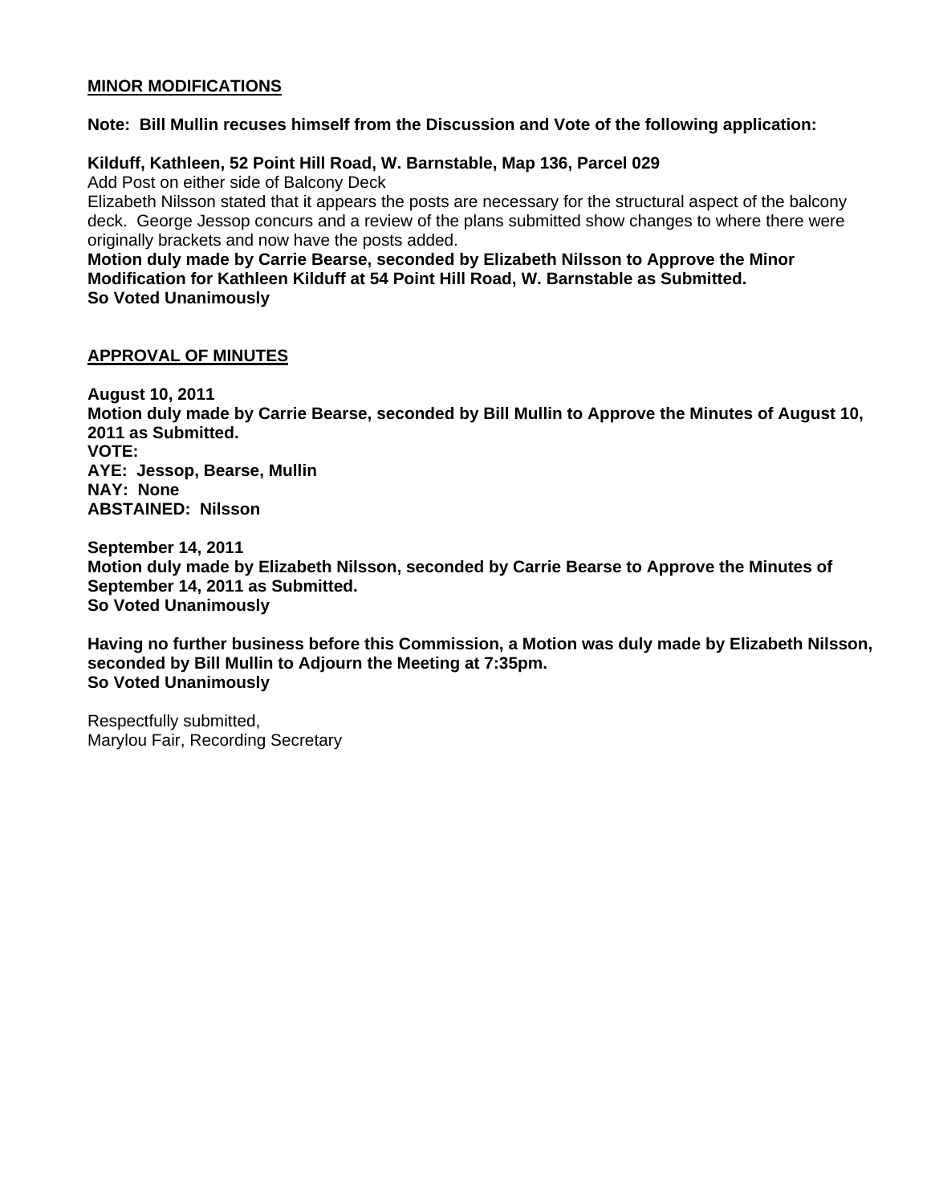**MINOR MODIFICATIONS**

**Note: Bill Mullin recuses himself from the Discussion and Vote of the following application:**

**Kilduff, Kathleen, 52 Point Hill Road, W. Barnstable, Map 136, Parcel 029**
Add Post on either side of Balcony Deck
Elizabeth Nilsson stated that it appears the posts are necessary for the structural aspect of the balcony deck. George Jessop concurs and a review of the plans submitted show changes to where there were originally brackets and now have the posts added.
**Motion duly made by Carrie Bearse, seconded by Elizabeth Nilsson to Approve the Minor Modification for Kathleen Kilduff at 54 Point Hill Road, W. Barnstable as Submitted.**
**So Voted Unanimously**

**APPROVAL OF MINUTES**

**August 10, 2011**
**Motion duly made by Carrie Bearse, seconded by Bill Mullin to Approve the Minutes of August 10, 2011 as Submitted.**
**VOTE:**
**AYE: Jessop, Bearse, Mullin**
**NAY: None**
**ABSTAINED: Nilsson**

**September 14, 2011**
**Motion duly made by Elizabeth Nilsson, seconded by Carrie Bearse to Approve the Minutes of September 14, 2011 as Submitted.**
**So Voted Unanimously**

**Having no further business before this Commission, a Motion was duly made by Elizabeth Nilsson, seconded by Bill Mullin to Adjourn the Meeting at 7:35pm.**
**So Voted Unanimously**

Respectfully submitted,
Marylou Fair, Recording Secretary